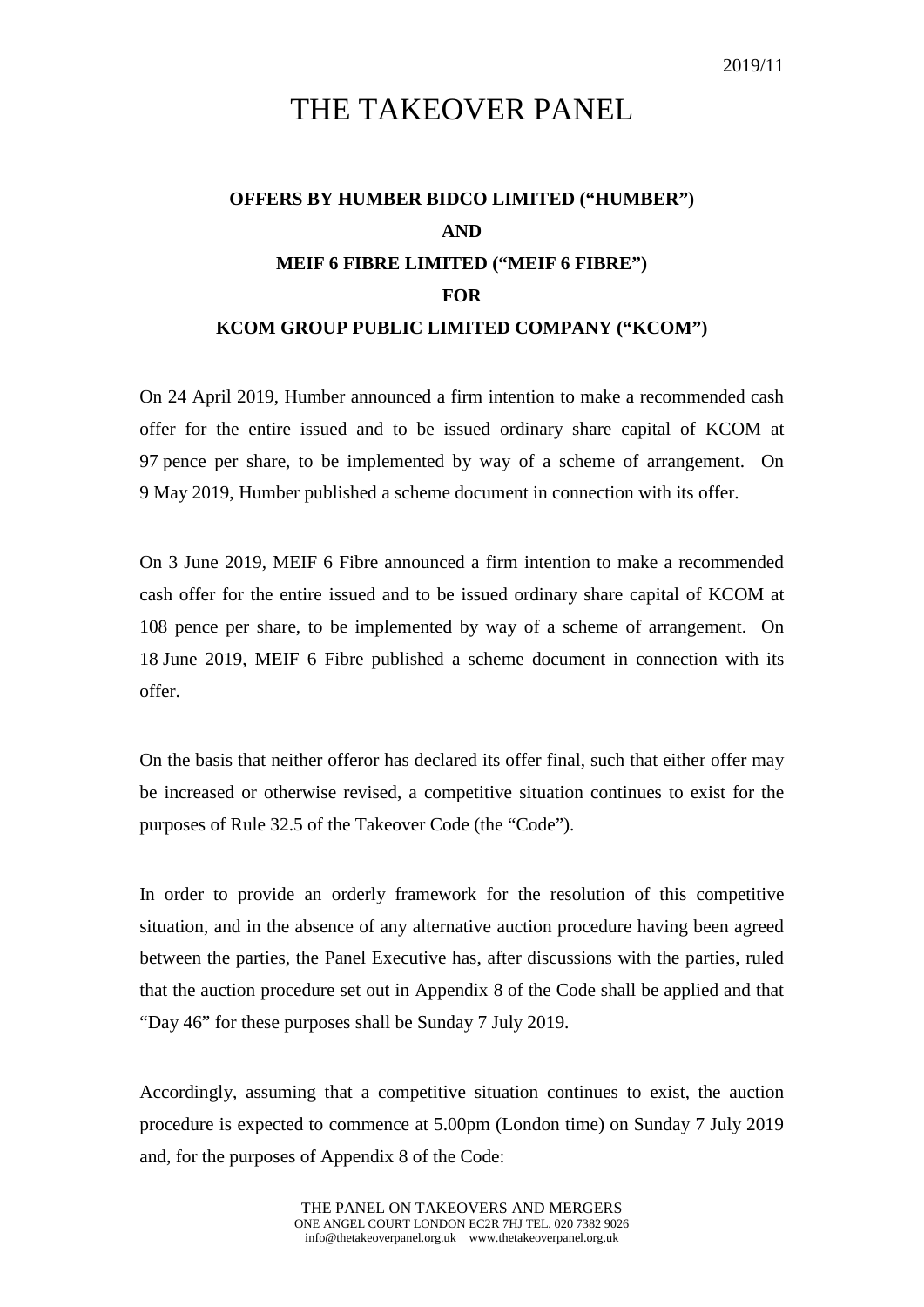2019/11

# THE TAKEOVER PANEL

**OFFERS BY HUMBER BIDCO LIMITED ("HUMBER")**

**AND**

**MEIF 6 FIBRE LIMITED ("MEIF 6 FIBRE")**

**FOR**

**KCOM GROUP PUBLIC LIMITED COMPANY ("KCOM")**

On 24 April 2019, Humber announced a firm intention to make a recommended cash offer for the entire issued and to be issued ordinary share capital of KCOM at 97 pence per share, to be implemented by way of a scheme of arrangement. On 9 May 2019, Humber published a scheme document in connection with its offer.

On 3 June 2019, MEIF 6 Fibre announced a firm intention to make a recommended cash offer for the entire issued and to be issued ordinary share capital of KCOM at 108 pence per share, to be implemented by way of a scheme of arrangement. On 18 June 2019, MEIF 6 Fibre published a scheme document in connection with its offer.

On the basis that neither offeror has declared its offer final, such that either offer may be increased or otherwise revised, a competitive situation continues to exist for the purposes of Rule 32.5 of the Takeover Code (the "Code").

In order to provide an orderly framework for the resolution of this competitive situation, and in the absence of any alternative auction procedure having been agreed between the parties, the Panel Executive has, after discussions with the parties, ruled that the auction procedure set out in Appendix 8 of the Code shall be applied and that "Day 46" for these purposes shall be Sunday 7 July 2019.

Accordingly, assuming that a competitive situation continues to exist, the auction procedure is expected to commence at 5.00pm (London time) on Sunday 7 July 2019 and, for the purposes of Appendix 8 of the Code: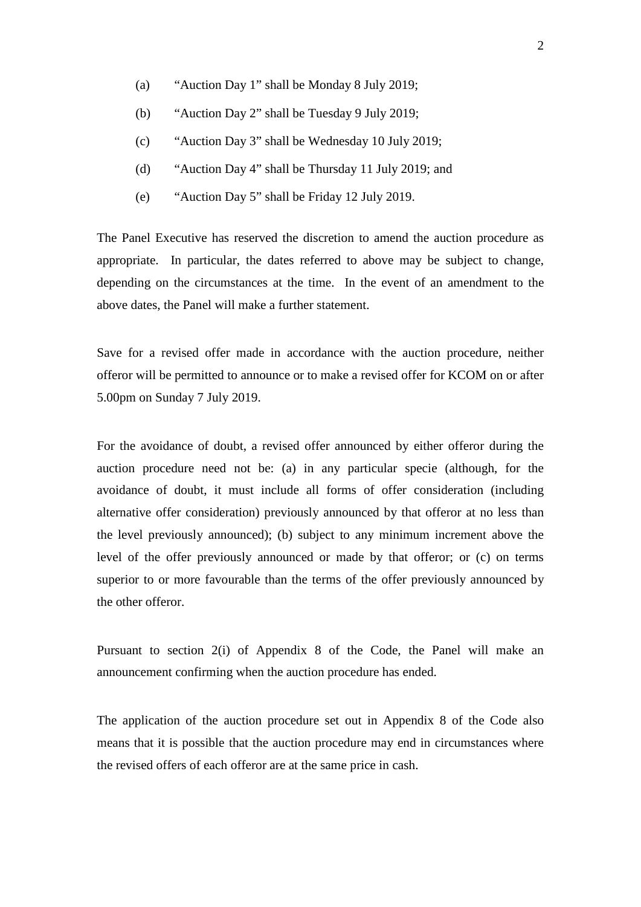(a) "Auction Day 1" shall be Monday 8 July 2019;

(b) "Auction Day 2" shall be Tuesday 9 July 2019;

(c) "Auction Day 3" shall be Wednesday 10 July 2019;

(d) "Auction Day 4" shall be Thursday 11 July 2019; and

(e) "Auction Day 5" shall be Friday 12 July 2019.

The Panel Executive has reserved the discretion to amend the auction procedure as appropriate. In particular, the dates referred to above may be subject to change, depending on the circumstances at the time. In the event of an amendment to the above dates, the Panel will make a further statement.

Save for a revised offer made in accordance with the auction procedure, neither offeror will be permitted to announce or to make a revised offer for KCOM on or after 5.00pm on Sunday 7 July 2019.

For the avoidance of doubt, a revised offer announced by either offeror during the auction procedure need not be: (a) in any particular specie (although, for the avoidance of doubt, it must include all forms of offer consideration (including alternative offer consideration) previously announced by that offeror at no less than the level previously announced); (b) subject to any minimum increment above the level of the offer previously announced or made by that offeror; or (c) on terms superior to or more favourable than the terms of the offer previously announced by the other offeror.

Pursuant to section 2(i) of Appendix 8 of the Code, the Panel will make an announcement confirming when the auction procedure has ended.

The application of the auction procedure set out in Appendix 8 of the Code also means that it is possible that the auction procedure may end in circumstances where the revised offers of each offeror are at the same price in cash.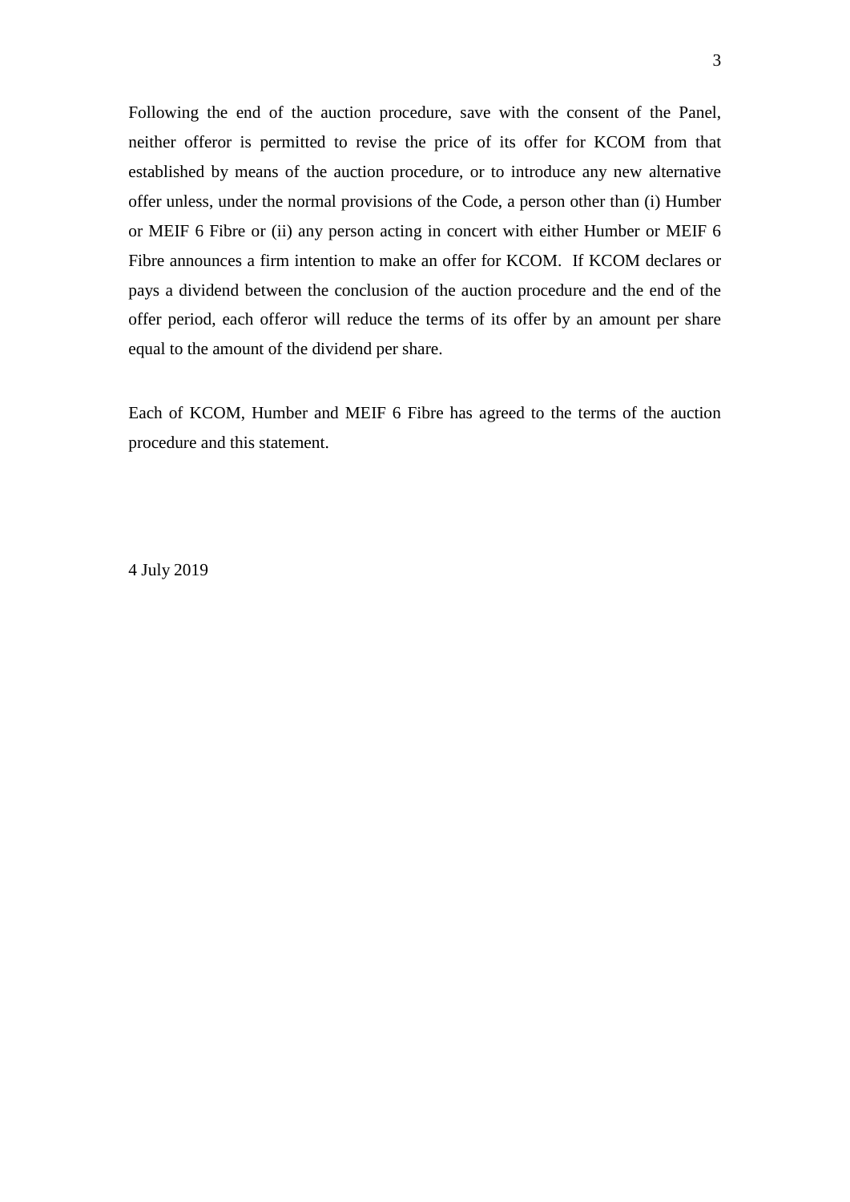Following the end of the auction procedure, save with the consent of the Panel, neither offeror is permitted to revise the price of its offer for KCOM from that established by means of the auction procedure, or to introduce any new alternative offer unless, under the normal provisions of the Code, a person other than (i) Humber or MEIF 6 Fibre or (ii) any person acting in concert with either Humber or MEIF 6 Fibre announces a firm intention to make an offer for KCOM. If KCOM declares or pays a dividend between the conclusion of the auction procedure and the end of the offer period, each offeror will reduce the terms of its offer by an amount per share equal to the amount of the dividend per share.

Each of KCOM, Humber and MEIF 6 Fibre has agreed to the terms of the auction procedure and this statement.

4 July 2019